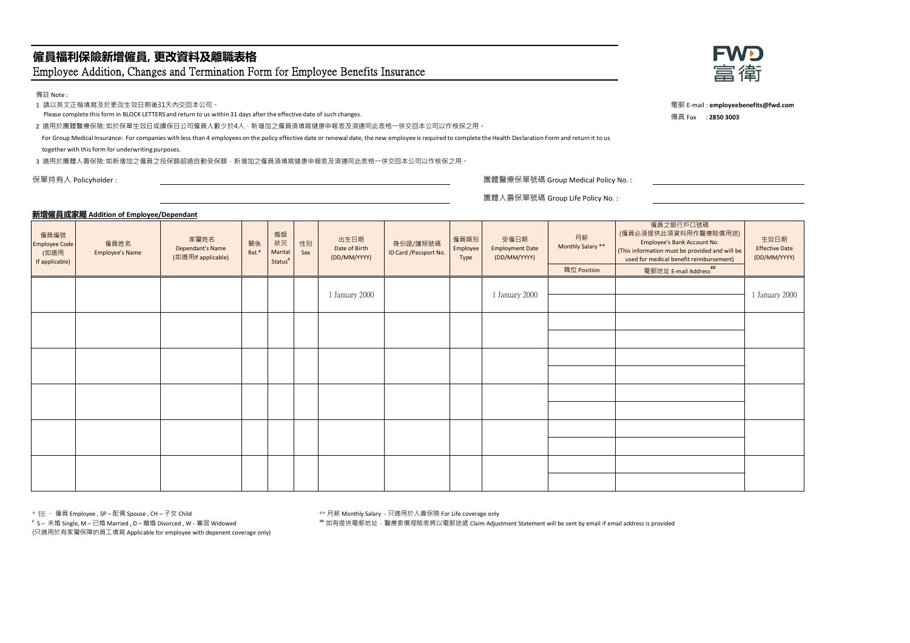# 僱員福利保險新增僱員, 更改資料及離職表格

## Employee Addition, Changes and Termination Form for Employee Benefits Insurance

FWD 富衛

電郵 E-mail : **employeebenefits@fwd.com**
傳真 Fax : **2850 3003**

備註 Note :

1 請以英文正楷填寫及於更改生效日期後31天內交回本公司。
Please complete this form in BLOCK LETTERS and return to us within 31 days after the effective date of such changes.

2 適用於團體醫療保險: 如於保單生效日或續保日公司僱員人數少於4人，新增加之僱員須填寫健康申報表及須連同此表格一併交回本公司以作核保之用。
For Group Medical Insurance: For companies with less than 4 employees on the policy effective date or renewal date, the new employee is required to complete the Health Declaration Form and return it to us together with this form for underwriting purposes.

3 適用於團體人壽保險: 如新增加之僱員之投保額超過自動受保額，新增加之僱員須填寫健康申報表及須連同此表格一併交回本公司以作核保之用。

保單持有人 Policyholder : ____________________

團體醫療保單號碼 Group Medical Policy No. : ____________________

團體人壽保單號碼 Group Life Policy No. : ____________________

**新增僱員或家屬 Addition of Employee/Dependant**

| 僱員編號 Employee Code (如適用 If applicable) | 僱員姓名 Employee's Name | 家屬姓名 Dependant's Name (如適用If applicable) | 關係 Rel.* | 婚姻狀況 Marital Status[#] | 性別 Sex | 出生日期 Date of Birth (DD/MM/YYYY) | 身份證/護照號碼 ID Card /Passport No. | 僱員類別 Employee Type | 受僱日期 Employment Date (DD/MM/YYYY) | 月薪 Monthly Salary ** / 職位 Position | 僱員之銀行戶口號碼 (僱員必須提供此項資料用作醫療賠償用途) Employee's Bank Account No. (This information must be provided and will be used for medical benefit reimbursement) / 電郵地址 E-mail Address[##] | 生效日期 Effective Date (DD/MM/YYYY) |
|---|---|---|---|---|---|---|---|---|---|---|---|---|
| | | | | | | 1 January 2000 | | | 1 January 2000 | | | 1 January 2000 |
| | | | | | | | | | | | | |
| | | | | | | | | | | | | |
| | | | | | | | | | | | | |
| | | | | | | | | | | | | |
| | | | | | | | | | | | | |

\* EE – 僱員 Employee , SP – 配偶 Spouse , CH – 子女 Child

[#] S – 未婚 Single, M – 已婚 Married , D – 離婚 Divorced , W - 寡居 Widowed
(只適用於有家屬保障的員工填寫 Applicable for employee with depenent coverage only)

** 月薪 Monthly Salary - 只適用於人壽保險 For Life coverage only

[##] 如有提供電郵地址，醫療索償理賠表將以電郵送遞 Claim Adjustment Statement will be sent by email if email address is provided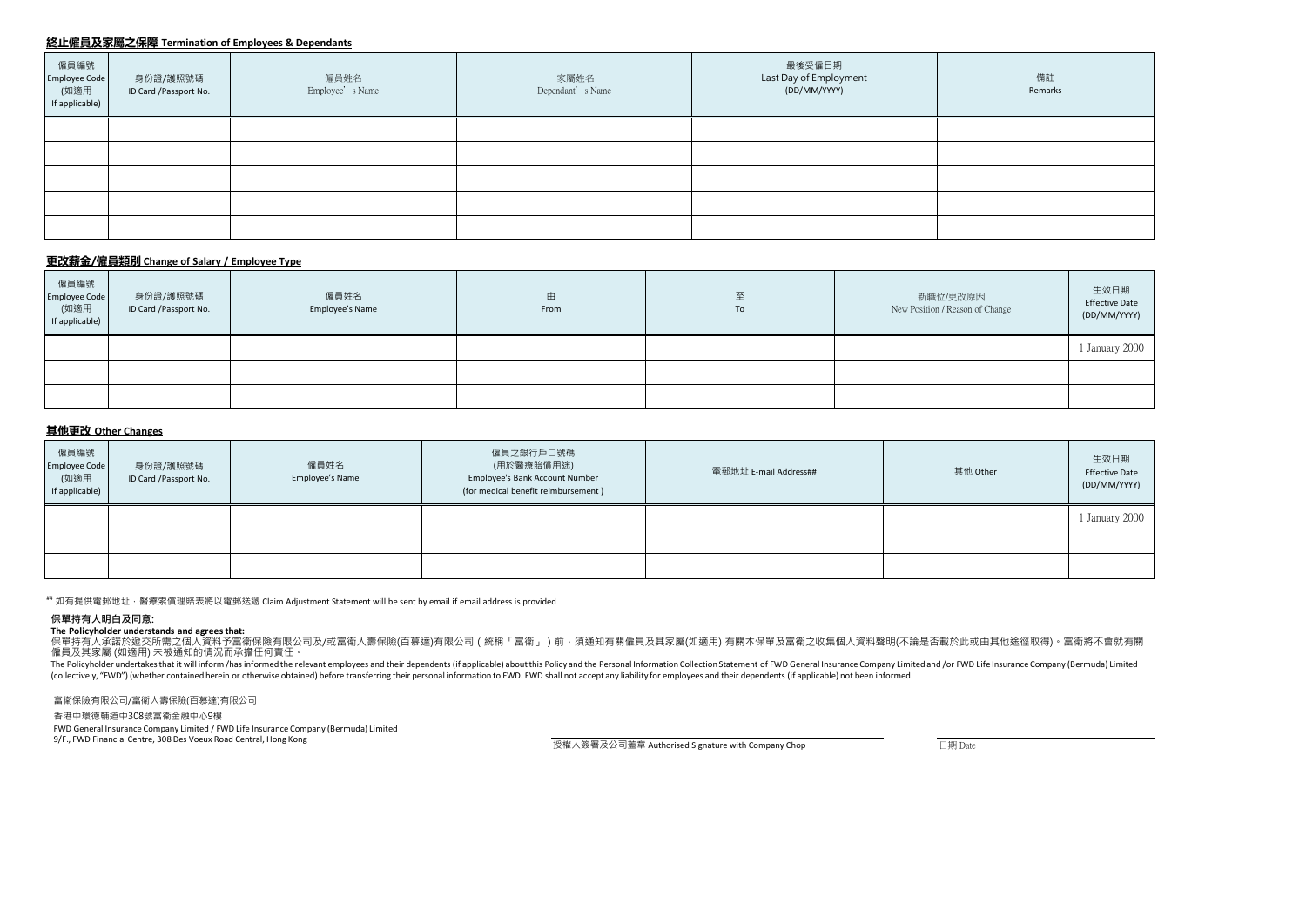## 終止僱員及家屬之保障 Termination of Employees & Dependants

| 僱員編號 Employee Code (如適用 If applicable) | 身份證/護照號碼 ID Card /Passport No. | 僱員姓名 Employee's Name | 家屬姓名 Dependant's Name | 最後受僱日期 Last Day of Employment (DD/MM/YYYY) | 備註 Remarks |
|---|---|---|---|---|---|
| | | | | | |
| | | | | | |
| | | | | | |
| | | | | | |
| | | | | | |

## 更改薪金/僱員類別 Change of Salary / Employee Type

| 僱員編號 Employee Code (如適用 If applicable) | 身份證/護照號碼 ID Card /Passport No. | 僱員姓名 Employee's Name | 由 From | 至 To | 新職位/更改原因 New Position / Reason of Change | 生效日期 Effective Date (DD/MM/YYYY) |
|---|---|---|---|---|---|---|
| | | | | | | 1 January 2000 |
| | | | | | | |
| | | | | | | |

## 其他更改 Other Changes

| 僱員編號 Employee Code (如適用 If applicable) | 身份證/護照號碼 ID Card /Passport No. | 僱員姓名 Employee's Name | 僱員之銀行戶口號碼 (用於醫療賠償用途) Employee's Bank Account Number (for medical benefit reimbursement) | 電郵地址 E-mail Address## | 其他 Other | 生效日期 Effective Date (DD/MM/YYYY) |
|---|---|---|---|---|---|---|
| | | | | | | 1 January 2000 |
| | | | | | | |
| | | | | | | |

## 如有提供電郵地址，醫療索償理賠表將以電郵送遞 Claim Adjustment Statement will be sent by email if email address is provided

**保單持有人明白及同意:**

**The Policyholder understands and agrees that:**

保單持有人承諾於遞交所需之個人資料予富衛保險有限公司及/或富衛人壽保險(百慕達)有限公司（統稱「富衛」）前，須通知有關僱員及其家屬(如適用) 有關本保單及富衛之收集個人資料聲明(不論是否載於此或由其他途徑取得)。富衛將不會就有關僱員及其家屬 (如適用) 未被通知的情況而承擔任何責任。

The Policyholder undertakes that it will inform /has informed the relevant employees and their dependents (if applicable) about this Policy and the Personal Information Collection Statement of FWD General Insurance Company Limited and /or FWD Life Insurance Company (Bermuda) Limited (collectively, "FWD") (whether contained herein or otherwise obtained) before transferring their personal information to FWD. FWD shall not accept any liability for employees and their dependents (if applicable) not been informed.

富衛保險有限公司/富衛人壽保險(百慕達)有限公司

香港中環德輔道中308號富衛金融中心9樓

FWD General Insurance Company Limited / FWD Life Insurance Company (Bermuda) Limited

9/F., FWD Financial Centre, 308 Des Voeux Road Central, Hong Kong

授權人簽署及公司蓋章 Authorised Signature with Company Chop

日期 Date